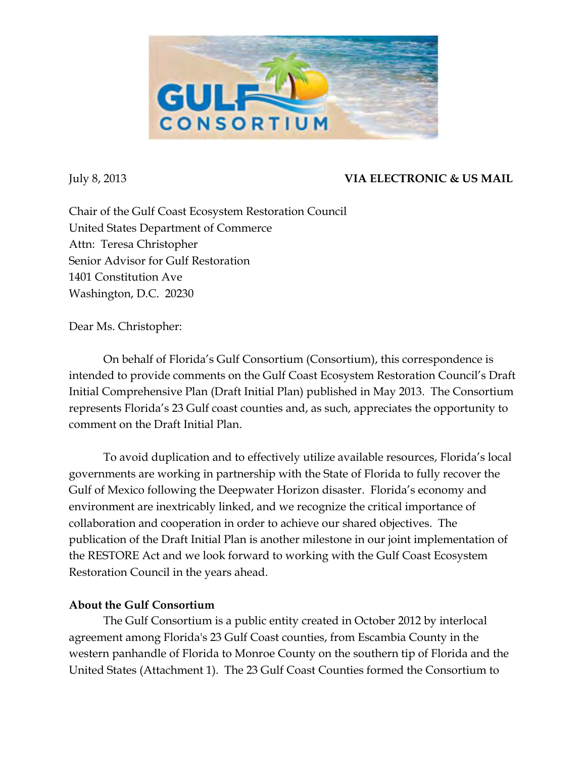July 8, 2013 **VIA ELECTRONIC & US MAIL**

Chair of the Gulf Coast Ecosystem Restoration Council
United States Department of Commerce
Attn: Teresa Christopher
Senior Advisor for Gulf Restoration
1401 Constitution Ave
Washington, D.C. 20230

Dear Ms. Christopher:

On behalf of Florida's Gulf Consortium (Consortium), this correspondence is intended to provide comments on the Gulf Coast Ecosystem Restoration Council's Draft Initial Comprehensive Plan (Draft Initial Plan) published in May 2013. The Consortium represents Florida's 23 Gulf coast counties and, as such, appreciates the opportunity to comment on the Draft Initial Plan.

To avoid duplication and to effectively utilize available resources, Florida's local governments are working in partnership with the State of Florida to fully recover the Gulf of Mexico following the Deepwater Horizon disaster. Florida's economy and environment are inextricably linked, and we recognize the critical importance of collaboration and cooperation in order to achieve our shared objectives. The publication of the Draft Initial Plan is another milestone in our joint implementation of the RESTORE Act and we look forward to working with the Gulf Coast Ecosystem Restoration Council in the years ahead.

**About the Gulf Consortium**

The Gulf Consortium is a public entity created in October 2012 by interlocal agreement among Florida's 23 Gulf Coast counties, from Escambia County in the western panhandle of Florida to Monroe County on the southern tip of Florida and the United States (Attachment 1). The 23 Gulf Coast Counties formed the Consortium to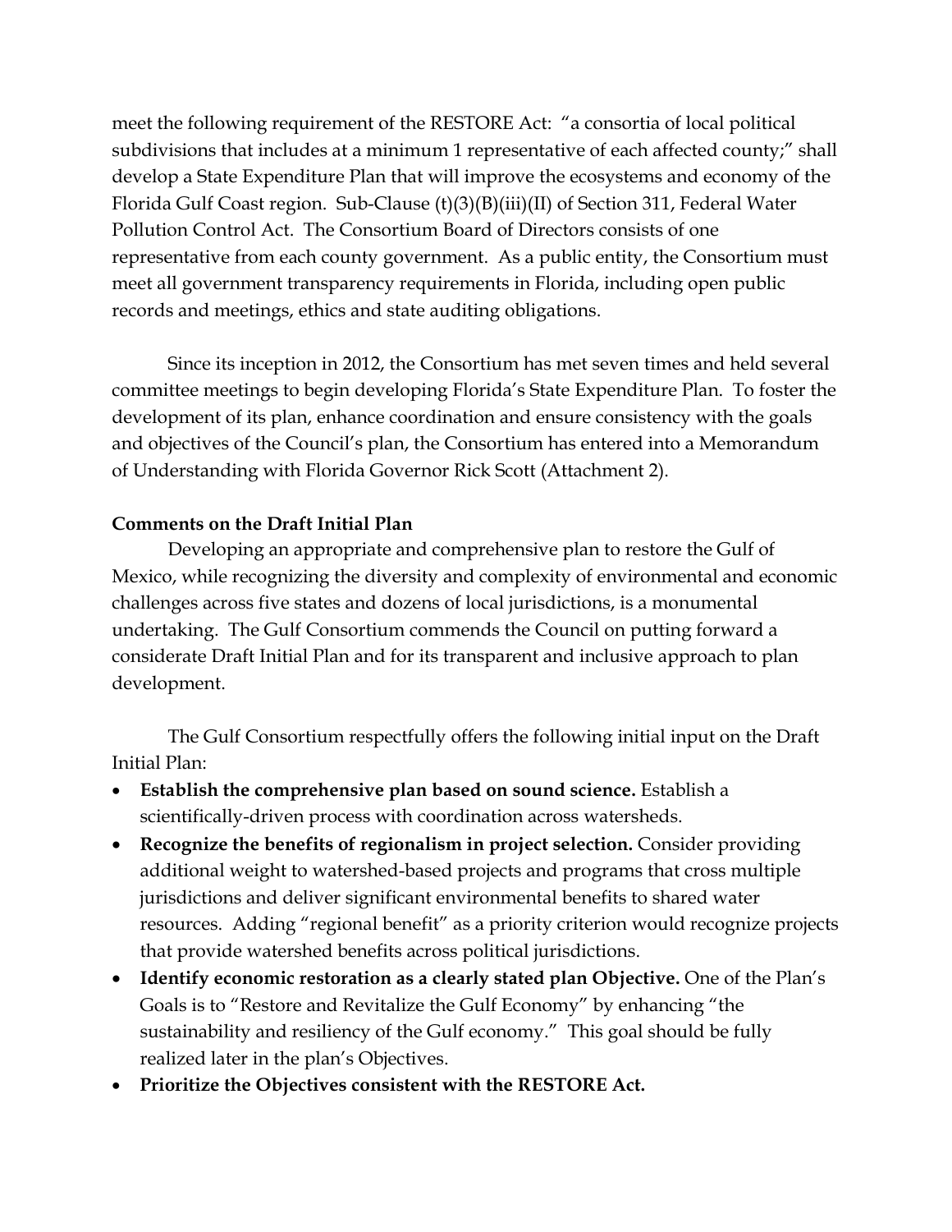meet the following requirement of the RESTORE Act: "a consortia of local political subdivisions that includes at a minimum 1 representative of each affected county;" shall develop a State Expenditure Plan that will improve the ecosystems and economy of the Florida Gulf Coast region. Sub-Clause (t)(3)(B)(iii)(II) of Section 311, Federal Water Pollution Control Act. The Consortium Board of Directors consists of one representative from each county government. As a public entity, the Consortium must meet all government transparency requirements in Florida, including open public records and meetings, ethics and state auditing obligations.

Since its inception in 2012, the Consortium has met seven times and held several committee meetings to begin developing Florida's State Expenditure Plan. To foster the development of its plan, enhance coordination and ensure consistency with the goals and objectives of the Council's plan, the Consortium has entered into a Memorandum of Understanding with Florida Governor Rick Scott (Attachment 2).

**Comments on the Draft Initial Plan**

Developing an appropriate and comprehensive plan to restore the Gulf of Mexico, while recognizing the diversity and complexity of environmental and economic challenges across five states and dozens of local jurisdictions, is a monumental undertaking. The Gulf Consortium commends the Council on putting forward a considerate Draft Initial Plan and for its transparent and inclusive approach to plan development.

The Gulf Consortium respectfully offers the following initial input on the Draft Initial Plan:

- **Establish the comprehensive plan based on sound science.** Establish a scientifically-driven process with coordination across watersheds.
- **Recognize the benefits of regionalism in project selection.** Consider providing additional weight to watershed-based projects and programs that cross multiple jurisdictions and deliver significant environmental benefits to shared water resources. Adding "regional benefit" as a priority criterion would recognize projects that provide watershed benefits across political jurisdictions.
- **Identify economic restoration as a clearly stated plan Objective.** One of the Plan's Goals is to "Restore and Revitalize the Gulf Economy" by enhancing "the sustainability and resiliency of the Gulf economy." This goal should be fully realized later in the plan's Objectives.
- **Prioritize the Objectives consistent with the RESTORE Act.**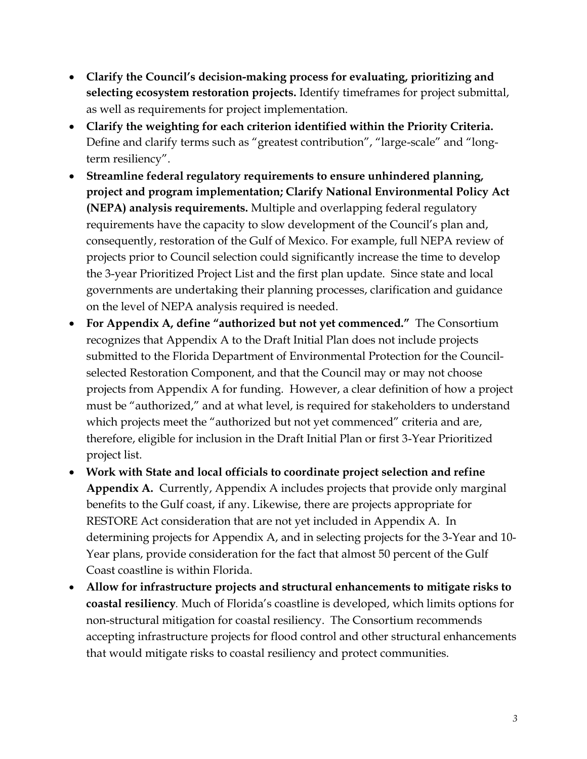- **Clarify the Council's decision-making process for evaluating, prioritizing and selecting ecosystem restoration projects.** Identify timeframes for project submittal, as well as requirements for project implementation.
- **Clarify the weighting for each criterion identified within the Priority Criteria.** Define and clarify terms such as "greatest contribution", "large-scale" and "long-term resiliency".
- **Streamline federal regulatory requirements to ensure unhindered planning, project and program implementation; Clarify National Environmental Policy Act (NEPA) analysis requirements.** Multiple and overlapping federal regulatory requirements have the capacity to slow development of the Council's plan and, consequently, restoration of the Gulf of Mexico. For example, full NEPA review of projects prior to Council selection could significantly increase the time to develop the 3-year Prioritized Project List and the first plan update. Since state and local governments are undertaking their planning processes, clarification and guidance on the level of NEPA analysis required is needed.
- **For Appendix A, define "authorized but not yet commenced."** The Consortium recognizes that Appendix A to the Draft Initial Plan does not include projects submitted to the Florida Department of Environmental Protection for the Council-selected Restoration Component, and that the Council may or may not choose projects from Appendix A for funding. However, a clear definition of how a project must be "authorized," and at what level, is required for stakeholders to understand which projects meet the "authorized but not yet commenced" criteria and are, therefore, eligible for inclusion in the Draft Initial Plan or first 3-Year Prioritized project list.
- **Work with State and local officials to coordinate project selection and refine Appendix A.** Currently, Appendix A includes projects that provide only marginal benefits to the Gulf coast, if any. Likewise, there are projects appropriate for RESTORE Act consideration that are not yet included in Appendix A. In determining projects for Appendix A, and in selecting projects for the 3-Year and 10-Year plans, provide consideration for the fact that almost 50 percent of the Gulf Coast coastline is within Florida.
- **Allow for infrastructure projects and structural enhancements to mitigate risks to coastal resiliency**. Much of Florida's coastline is developed, which limits options for non-structural mitigation for coastal resiliency. The Consortium recommends accepting infrastructure projects for flood control and other structural enhancements that would mitigate risks to coastal resiliency and protect communities.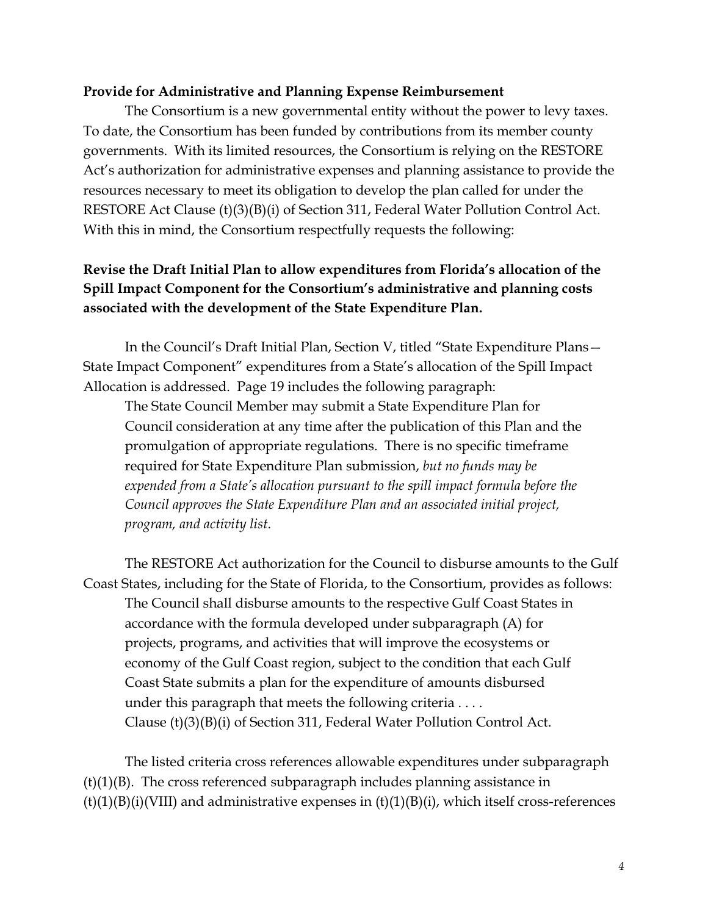**Provide for Administrative and Planning Expense Reimbursement**

The Consortium is a new governmental entity without the power to levy taxes. To date, the Consortium has been funded by contributions from its member county governments. With its limited resources, the Consortium is relying on the RESTORE Act's authorization for administrative expenses and planning assistance to provide the resources necessary to meet its obligation to develop the plan called for under the RESTORE Act Clause (t)(3)(B)(i) of Section 311, Federal Water Pollution Control Act. With this in mind, the Consortium respectfully requests the following:

**Revise the Draft Initial Plan to allow expenditures from Florida's allocation of the Spill Impact Component for the Consortium's administrative and planning costs associated with the development of the State Expenditure Plan.**

In the Council's Draft Initial Plan, Section V, titled "State Expenditure Plans—State Impact Component" expenditures from a State's allocation of the Spill Impact Allocation is addressed. Page 19 includes the following paragraph:

> The State Council Member may submit a State Expenditure Plan for Council consideration at any time after the publication of this Plan and the promulgation of appropriate regulations. There is no specific timeframe required for State Expenditure Plan submission, *but no funds may be expended from a State's allocation pursuant to the spill impact formula before the Council approves the State Expenditure Plan and an associated initial project, program, and activity list*.

The RESTORE Act authorization for the Council to disburse amounts to the Gulf Coast States, including for the State of Florida, to the Consortium, provides as follows:

> The Council shall disburse amounts to the respective Gulf Coast States in accordance with the formula developed under subparagraph (A) for projects, programs, and activities that will improve the ecosystems or economy of the Gulf Coast region, subject to the condition that each Gulf Coast State submits a plan for the expenditure of amounts disbursed under this paragraph that meets the following criteria . . . .
> Clause (t)(3)(B)(i) of Section 311, Federal Water Pollution Control Act.

The listed criteria cross references allowable expenditures under subparagraph (t)(1)(B). The cross referenced subparagraph includes planning assistance in (t)(1)(B)(i)(VIII) and administrative expenses in (t)(1)(B)(i), which itself cross-references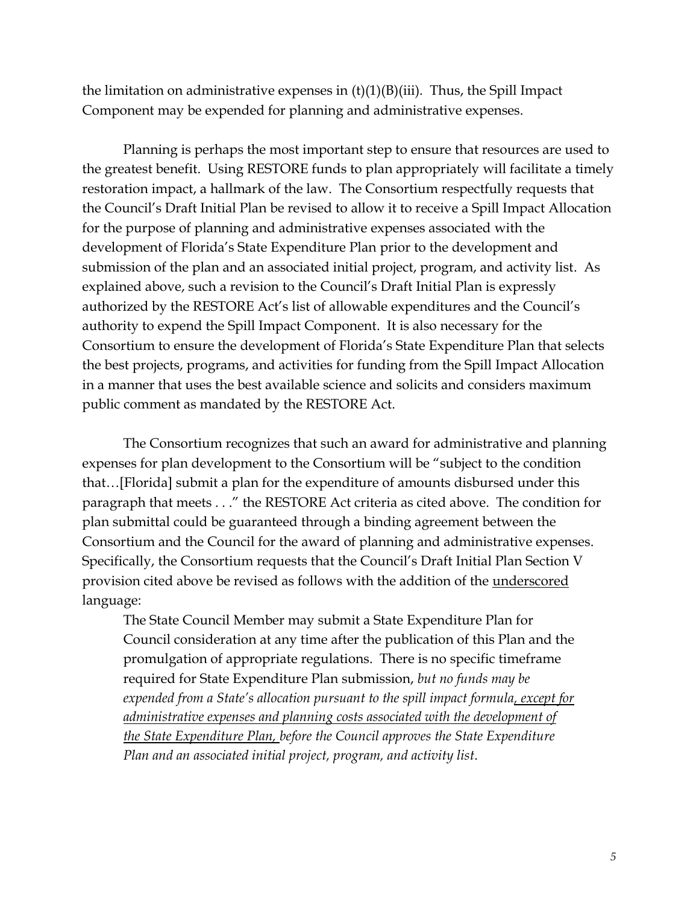the limitation on administrative expenses in (t)(1)(B)(iii). Thus, the Spill Impact Component may be expended for planning and administrative expenses.

Planning is perhaps the most important step to ensure that resources are used to the greatest benefit. Using RESTORE funds to plan appropriately will facilitate a timely restoration impact, a hallmark of the law. The Consortium respectfully requests that the Council's Draft Initial Plan be revised to allow it to receive a Spill Impact Allocation for the purpose of planning and administrative expenses associated with the development of Florida's State Expenditure Plan prior to the development and submission of the plan and an associated initial project, program, and activity list. As explained above, such a revision to the Council's Draft Initial Plan is expressly authorized by the RESTORE Act's list of allowable expenditures and the Council's authority to expend the Spill Impact Component. It is also necessary for the Consortium to ensure the development of Florida's State Expenditure Plan that selects the best projects, programs, and activities for funding from the Spill Impact Allocation in a manner that uses the best available science and solicits and considers maximum public comment as mandated by the RESTORE Act.

The Consortium recognizes that such an award for administrative and planning expenses for plan development to the Consortium will be "subject to the condition that…[Florida] submit a plan for the expenditure of amounts disbursed under this paragraph that meets . . ." the RESTORE Act criteria as cited above. The condition for plan submittal could be guaranteed through a binding agreement between the Consortium and the Council for the award of planning and administrative expenses. Specifically, the Consortium requests that the Council's Draft Initial Plan Section V provision cited above be revised as follows with the addition of the <u>underscored</u> language:

> The State Council Member may submit a State Expenditure Plan for Council consideration at any time after the publication of this Plan and the promulgation of appropriate regulations. There is no specific timeframe required for State Expenditure Plan submission, *but no funds may be expended from a State's allocation pursuant to the spill impact formula<u>, except for administrative expenses and planning costs associated with the development of the State Expenditure Plan,</u> before the Council approves the State Expenditure Plan and an associated initial project, program, and activity list*.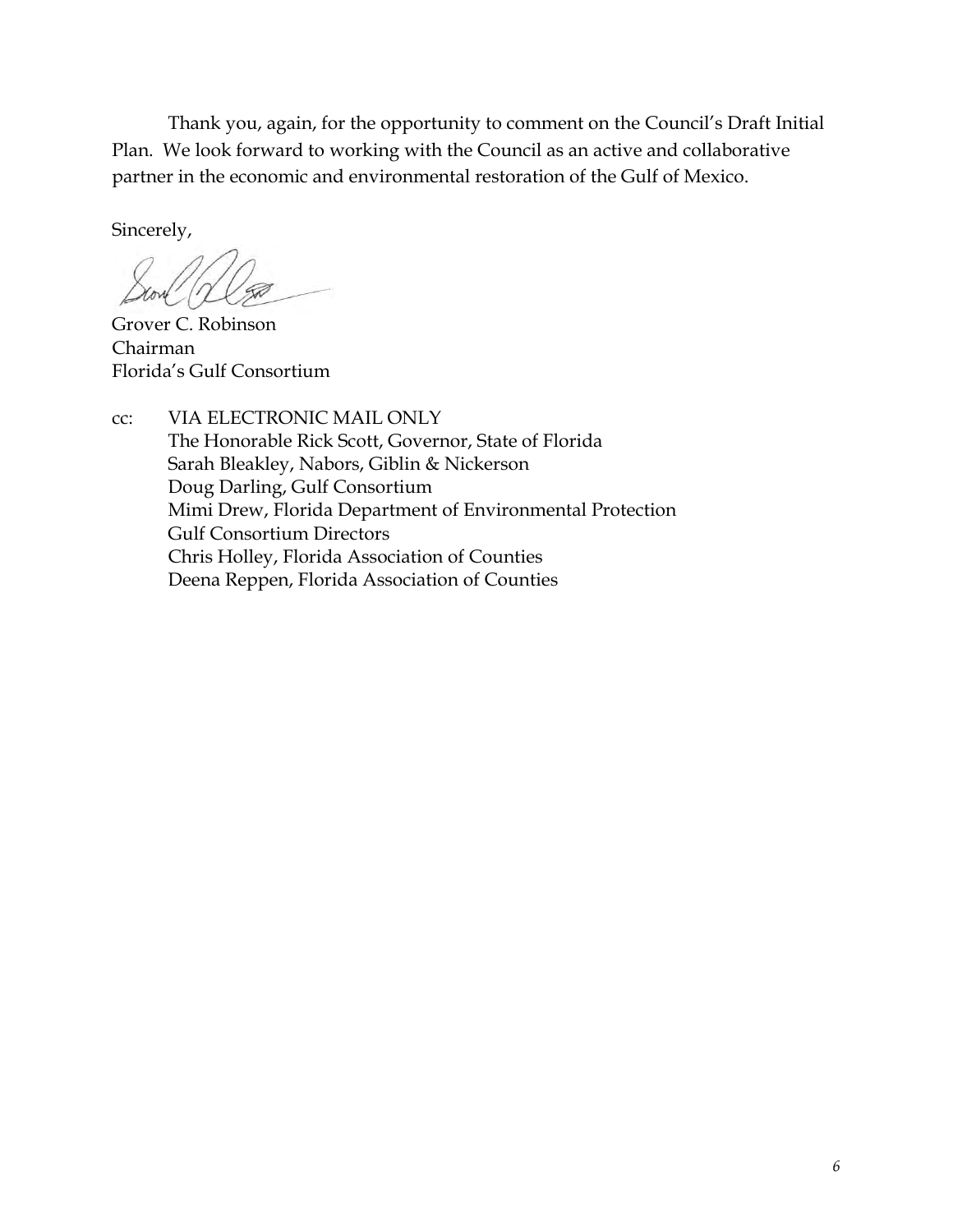Thank you, again, for the opportunity to comment on the Council's Draft Initial Plan. We look forward to working with the Council as an active and collaborative partner in the economic and environmental restoration of the Gulf of Mexico.

Sincerely,

Grover C. Robinson  
Chairman  
Florida's Gulf Consortium

cc: VIA ELECTRONIC MAIL ONLY  
The Honorable Rick Scott, Governor, State of Florida  
Sarah Bleakley, Nabors, Giblin & Nickerson  
Doug Darling, Gulf Consortium  
Mimi Drew, Florida Department of Environmental Protection  
Gulf Consortium Directors  
Chris Holley, Florida Association of Counties  
Deena Reppen, Florida Association of Counties